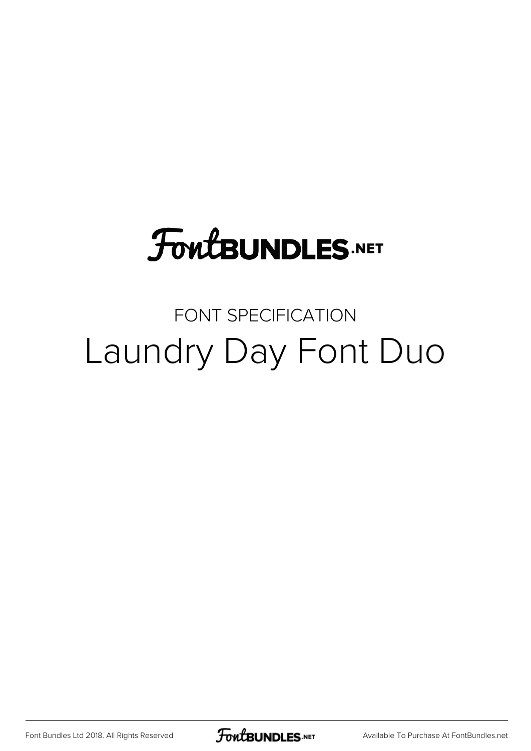FontBUNDLES.NET

FONT SPECIFICATION

# Laundry Day Font Duo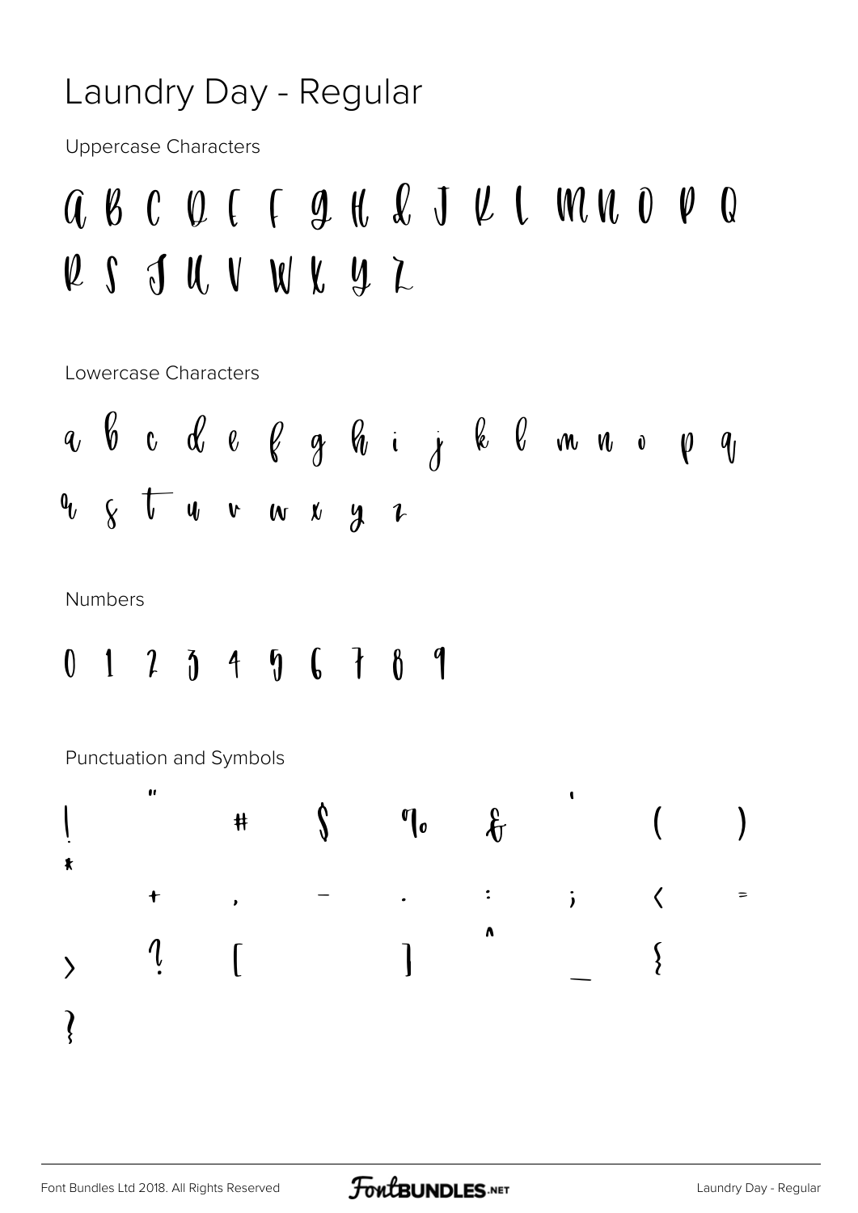# Laundry Day - Regular

Uppercase Characters

A B C D E F G H I J K L M N O P Q R S T U V W X Y Z

Lowercase Characters

a b c d e f g h i j k l m n o p q r s t u v w x y z

Numbers

0 1 2 3 4 5 6 7 8 9

Punctuation and Symbols

! " # $ % & ' ( ) * + , - . : ; < = > ? [ ] ^ _ { }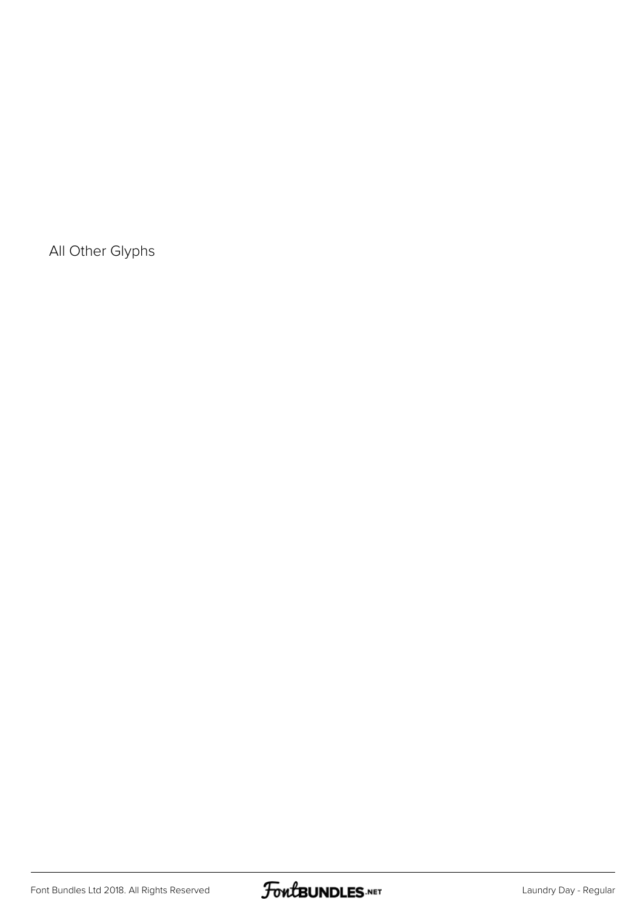All Other Glyphs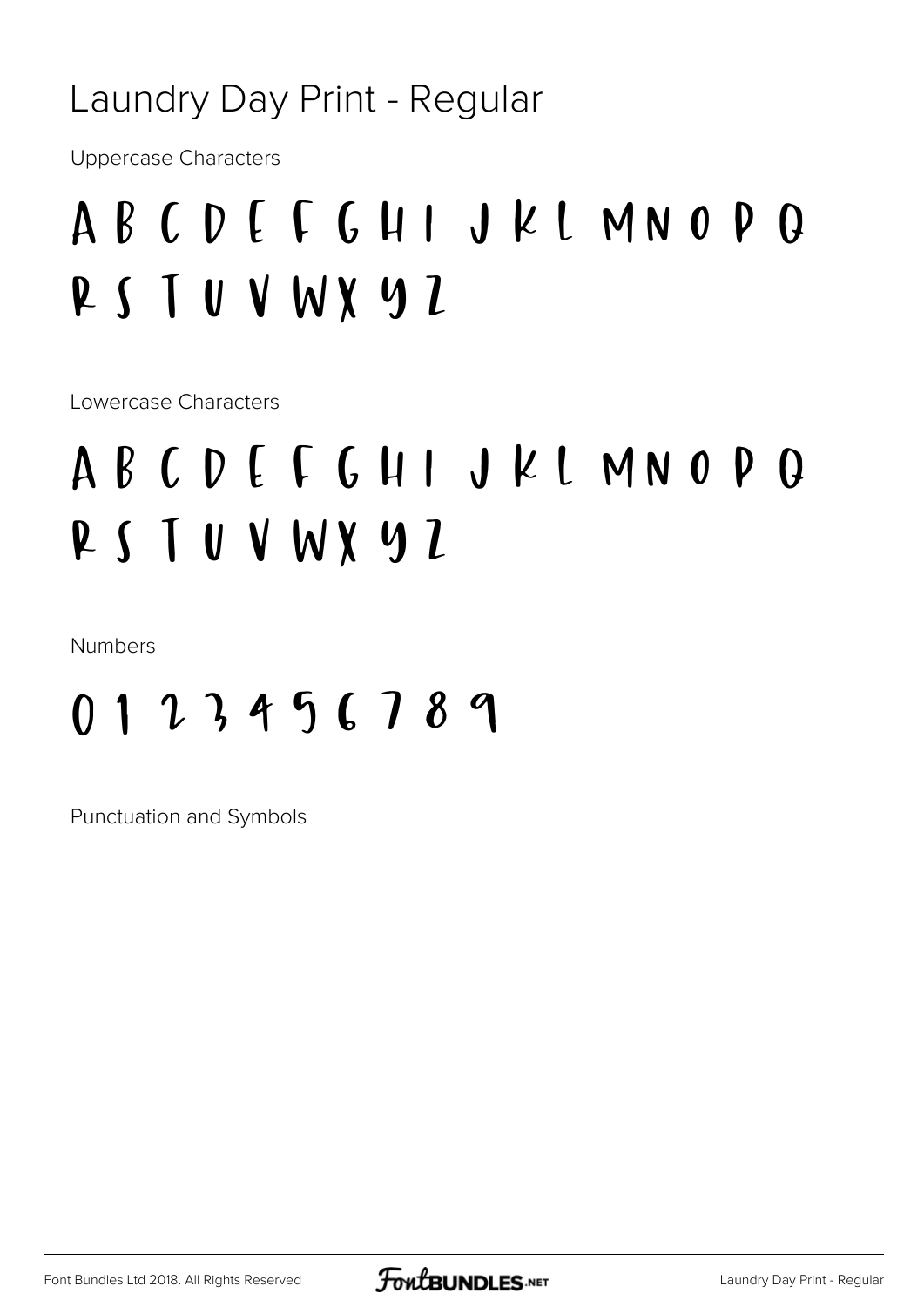# Laundry Day Print - Regular

Uppercase Characters

A B C D E F G H I J K L M N O P Q R S T U V W X Y Z

Lowercase Characters

A B C D E F G H I J K L M N O P Q R S T U V W X Y Z

Numbers

0 1 2 3 4 5 6 7 8 9

Punctuation and Symbols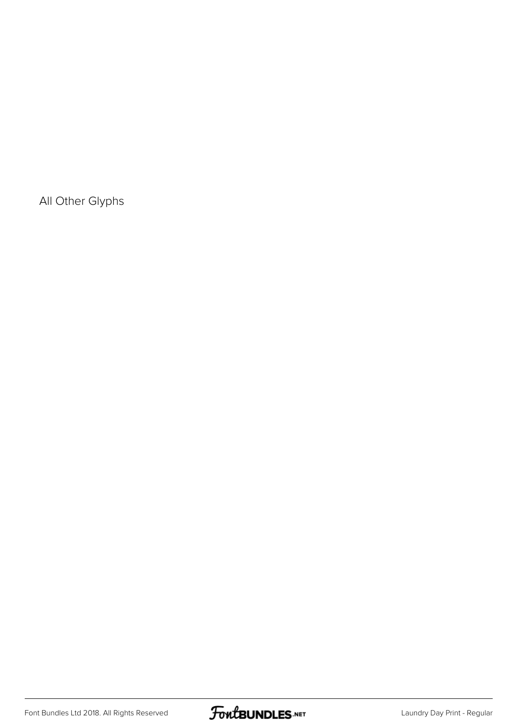All Other Glyphs